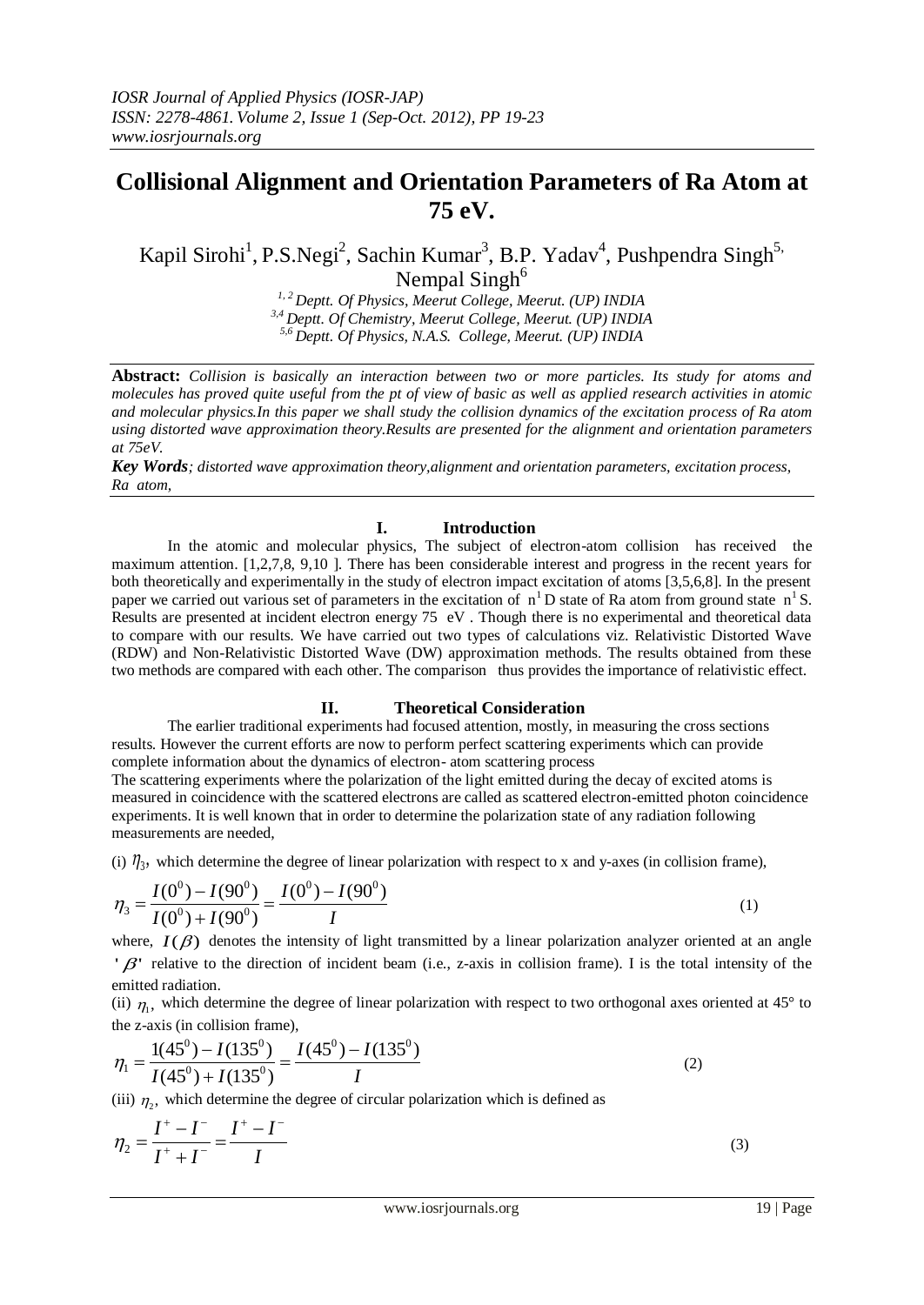*IOSR Journal of Applied Physics (IOSR-JAP)*
*ISSN: 2278-4861. Volume 2, Issue 1 (Sep-Oct. 2012), PP 19-23*
*www.iosrjournals.org*

# Collisional Alignment and Orientation Parameters of Ra Atom at 75 eV.

Kapil Sirohi[1], P.S.Negi[2], Sachin Kumar[3], B.P. Yadav[4], Pushpendra Singh[5], Nempal Singh[6]

*[1, 2] Deptt. Of Physics, Meerut College, Meerut. (UP) INDIA*
*[3,4] Deptt. Of Chemistry, Meerut College, Meerut. (UP) INDIA*
*[5,6] Deptt. Of Physics, N.A.S. College, Meerut. (UP) INDIA*

---

**Abstract:** *Collision is basically an interaction between two or more particles. Its study for atoms and molecules has proved quite useful from the pt of view of basic as well as applied research activities in atomic and molecular physics.In this paper we shall study the collision dynamics of the excitation process of Ra atom using distorted wave approximation theory.Results are presented for the alignment and orientation parameters at 75eV.*

***Key Words****; distorted wave approximation theory,alignment and orientation parameters, excitation process, Ra atom,*

---

## I. Introduction

In the atomic and molecular physics, The subject of electron-atom collision has received the maximum attention. [1,2,7,8, 9,10 ]. There has been considerable interest and progress in the recent years for both theoretically and experimentally in the study of electron impact excitation of atoms [3,5,6,8]. In the present paper we carried out various set of parameters in the excitation of $n^1$ D state of Ra atom from ground state $n^1$ S. Results are presented at incident electron energy 75 eV . Though there is no experimental and theoretical data to compare with our results. We have carried out two types of calculations viz. Relativistic Distorted Wave (RDW) and Non-Relativistic Distorted Wave (DW) approximation methods. The results obtained from these two methods are compared with each other. The comparison thus provides the importance of relativistic effect.

## II. Theoretical Consideration

The earlier traditional experiments had focused attention, mostly, in measuring the cross sections results. However the current efforts are now to perform perfect scattering experiments which can provide complete information about the dynamics of electron- atom scattering process

The scattering experiments where the polarization of the light emitted during the decay of excited atoms is measured in coincidence with the scattered electrons are called as scattered electron-emitted photon coincidence experiments. It is well known that in order to determine the polarization state of any radiation following measurements are needed,

(i) $\eta_3$, which determine the degree of linear polarization with respect to x and y-axes (in collision frame),

$$\eta_3 = \frac{I(0^0) - I(90^0)}{I(0^0) + I(90^0)} = \frac{I(0^0) - I(90^0)}{I} \tag{1}$$

where, $I(\beta)$ denotes the intensity of light transmitted by a linear polarization analyzer oriented at an angle '$\beta$' relative to the direction of incident beam (i.e., z-axis in collision frame). I is the total intensity of the emitted radiation.

(ii) $\eta_1$, which determine the degree of linear polarization with respect to two orthogonal axes oriented at 45° to the z-axis (in collision frame),

$$\eta_1 = \frac{1(45^0) - I(135^0)}{I(45^0) + I(135^0)} = \frac{I(45^0) - I(135^0)}{I} \tag{2}$$

(iii) $\eta_2$, which determine the degree of circular polarization which is defined as

$$\eta_2 = \frac{I^+ - I^-}{I^+ + I^-} = \frac{I^+ - I^-}{I} \tag{3}$$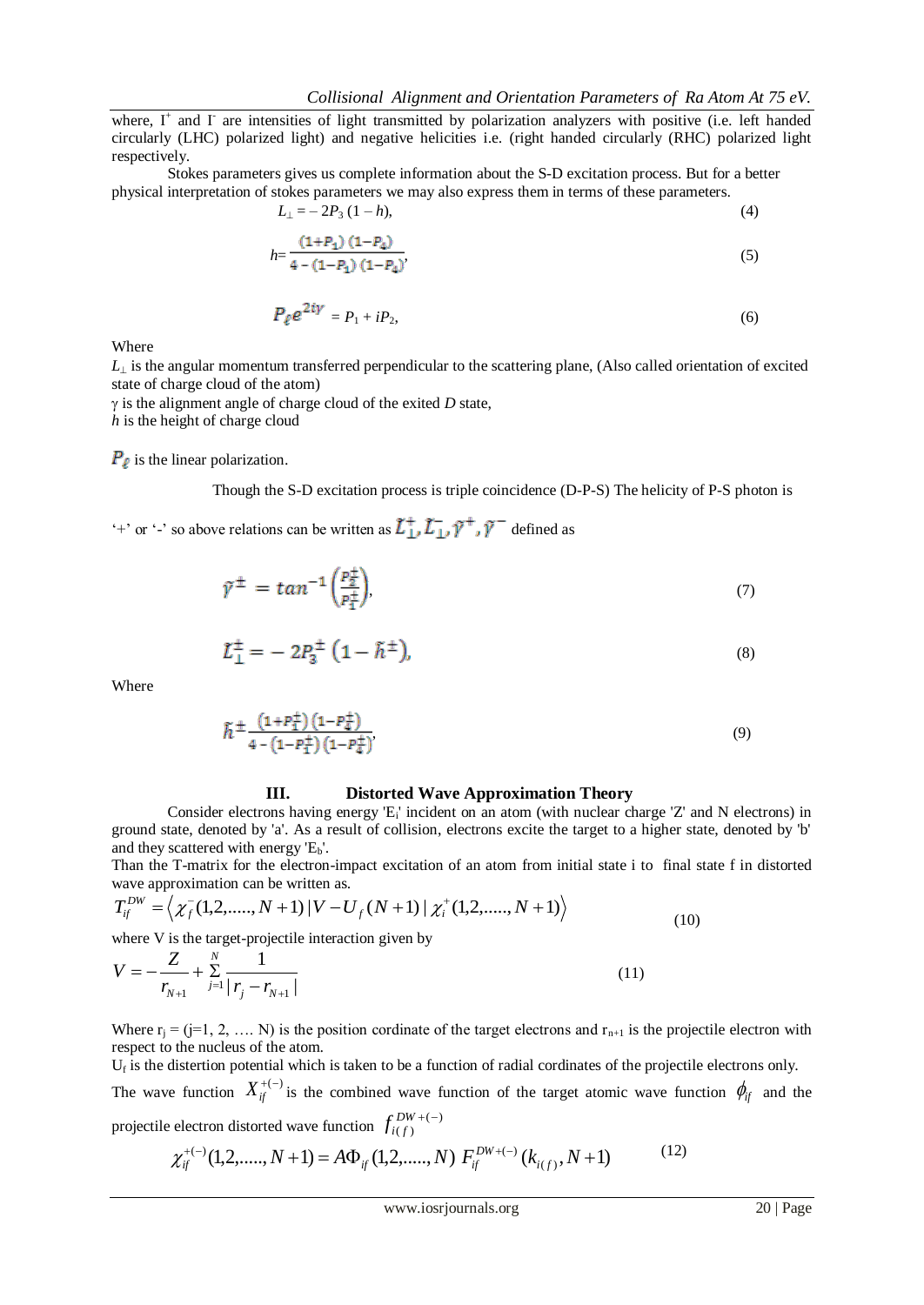where, $I^+$ and $I^-$ are intensities of light transmitted by polarization analyzers with positive (i.e. left handed circularly (LHC) polarized light) and negative helicities i.e. (right handed circularly (RHC) polarized light respectively.

Stokes parameters gives us complete information about the S-D excitation process. But for a better physical interpretation of stokes parameters we may also express them in terms of these parameters.

$$L_{\perp} = -2P_3 (1-h), \tag{4}$$

$$h = \frac{(1+P_1)(1-P_4)}{4-(1-P_1)(1-P_4)}, \tag{5}$$

$$P_{\ell} e^{2i\gamma} = P_1 + iP_2, \tag{6}$$

Where

$L_{\perp}$ is the angular momentum transferred perpendicular to the scattering plane, (Also called orientation of excited state of charge cloud of the atom)

$\gamma$ is the alignment angle of charge cloud of the exited $D$ state,

$h$ is the height of charge cloud

$P_{\ell}$ is the linear polarization.

Though the S-D excitation process is triple coincidence (D-P-S) The helicity of P-S photon is '+' or '-' so above relations can be written as $\tilde{L}_{\perp}^{+}, \tilde{L}_{\perp}^{-}, \tilde{\gamma}^{+}, \tilde{\gamma}^{-}$ defined as

$$\tilde{\gamma}^{\pm} = \tan^{-1}\left(\frac{P_2^{\pm}}{P_1^{\pm}}\right), \tag{7}$$

$$\tilde{L}_{\perp}^{\pm} = -2P_3^{\pm}\left(1-\tilde{h}^{\pm}\right), \tag{8}$$

Where

$$\tilde{h}^{\pm} \frac{\left(1+P_1^{\pm}\right)\left(1-P_4^{\pm}\right)}{4-\left(1-P_1^{\pm}\right)\left(1-P_4^{\pm}\right)}, \tag{9}$$

## III. Distorted Wave Approximation Theory

Consider electrons having energy '$E_i$' incident on an atom (with nuclear charge 'Z' and N electrons) in ground state, denoted by 'a'. As a result of collision, electrons excite the target to a higher state, denoted by 'b' and they scattered with energy '$E_b$'.

Than the T-matrix for the electron-impact excitation of an atom from initial state i to final state f in distorted wave approximation can be written as.

$$T_{if}^{DW} = \left\langle \chi_f^{-}(1,2,.....,N+1) \,|\, V - U_f(N+1) \,|\, \chi_i^{+}(1,2,.....,N+1) \right\rangle \tag{10}$$

where V is the target-projectile interaction given by

$$V = -\frac{Z}{r_{N+1}} + \sum_{j=1}^{N} \frac{1}{|r_j - r_{N+1}|} \tag{11}$$

Where $r_j$ = (j=1, 2, .... N) is the position cordinate of the target electrons and $r_{n+1}$ is the projectile electron with respect to the nucleus of the atom.

$U_f$ is the distertion potential which is taken to be a function of radial cordinates of the projectile electrons only.

The wave function $X_{if}^{+(-)}$ is the combined wave function of the target atomic wave function $\phi_{if}$ and the projectile electron distorted wave function $f_{i(f)}^{DW+(-)}$

$$\chi_{if}^{+(-)}(1,2,.....,N+1) = A\Phi_{if}(1,2,.....,N)\; F_{if}^{DW+(-)}(k_{i(f)}, N+1) \tag{12}$$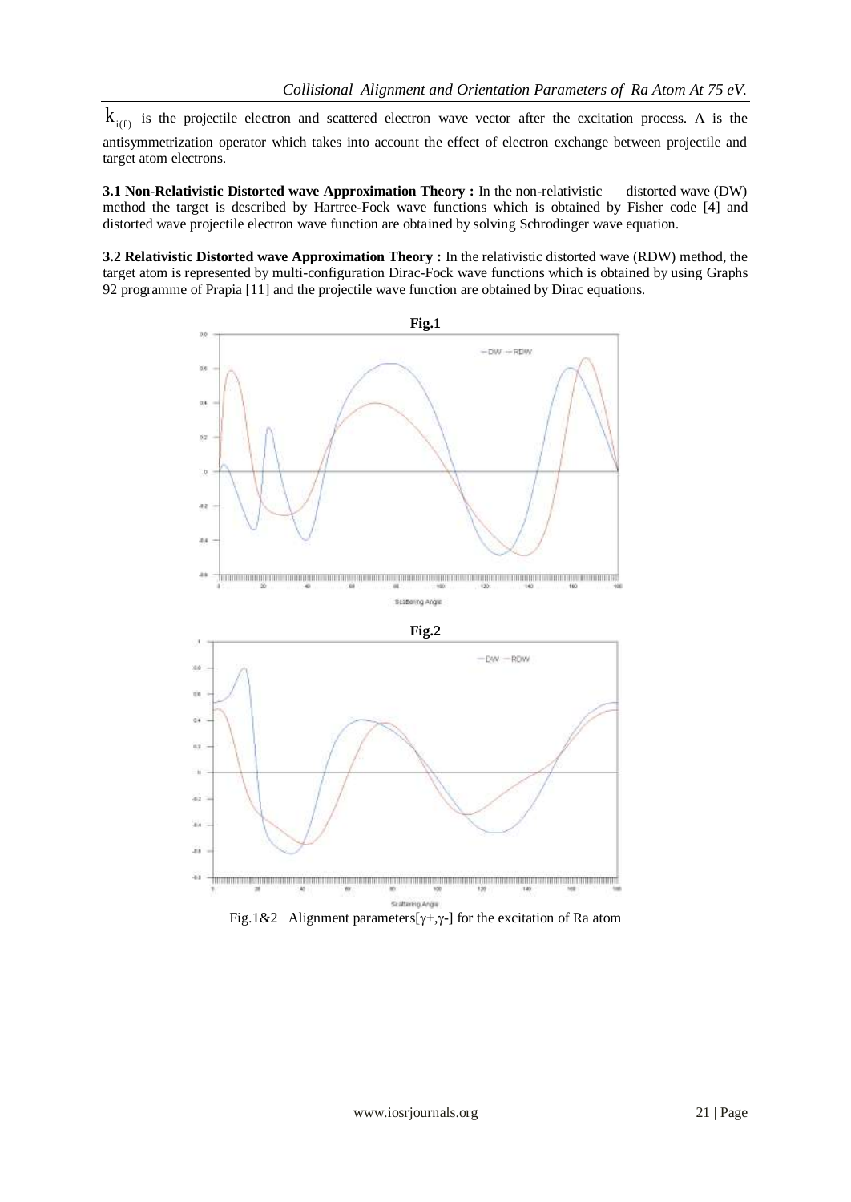$k_{i(f)}$ is the projectile electron and scattered electron wave vector after the excitation process. A is the antisymmetrization operator which takes into account the effect of electron exchange between projectile and target atom electrons.

**3.1 Non-Relativistic Distorted wave Approximation Theory :** In the non-relativistic distorted wave (DW) method the target is described by Hartree-Fock wave functions which is obtained by Fisher code [4] and distorted wave projectile electron wave function are obtained by solving Schrodinger wave equation.

**3.2 Relativistic Distorted wave Approximation Theory :** In the relativistic distorted wave (RDW) method, the target atom is represented by multi-configuration Dirac-Fock wave functions which is obtained by using Graphs 92 programme of Prapia [11] and the projectile wave function are obtained by Dirac equations.

**Fig.1**

**Fig.2**

Fig.1&2 Alignment parameters[$\gamma$+,$\gamma$-] for the excitation of Ra atom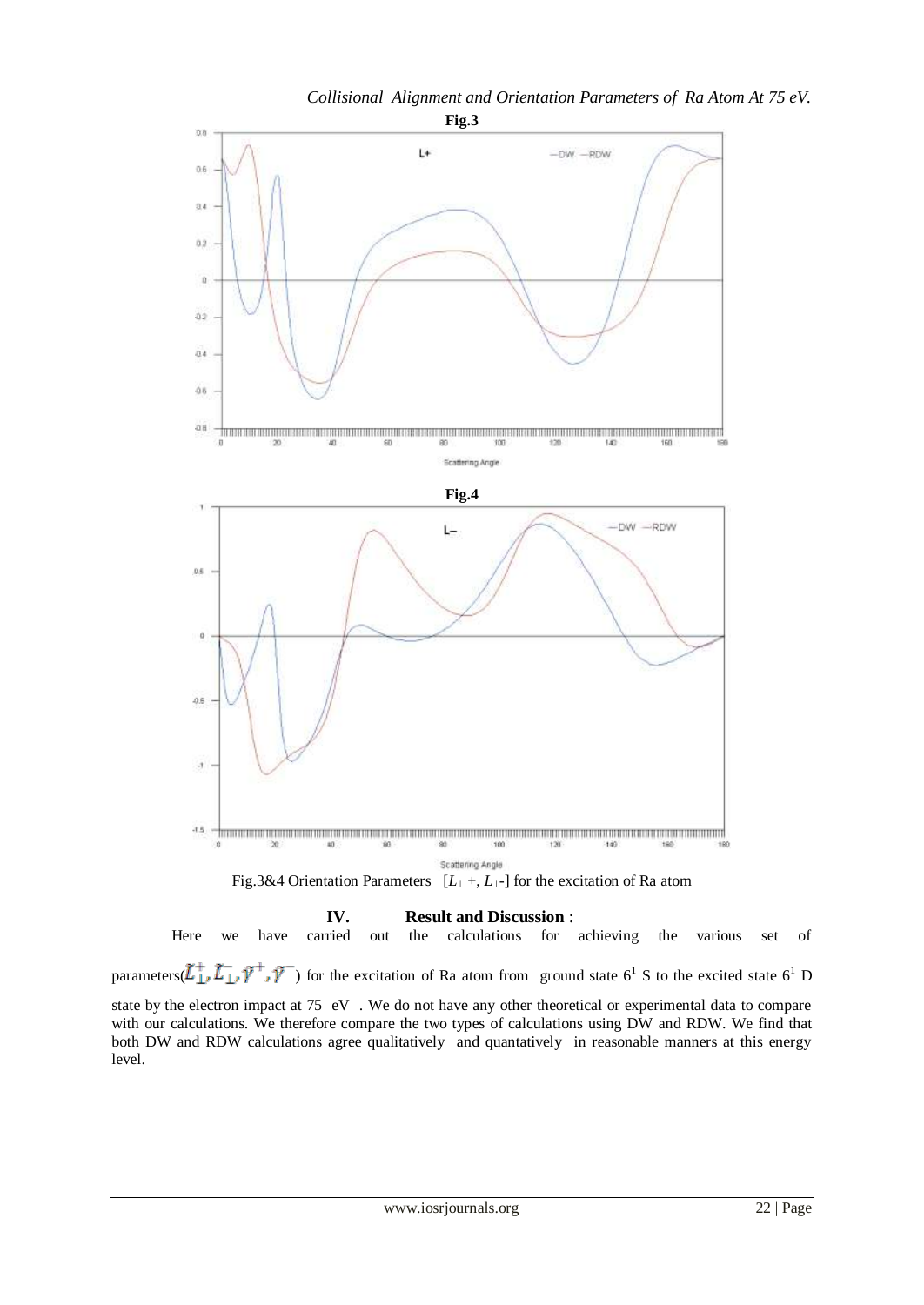**Fig.3**

**Fig.4**

Fig.3&4 Orientation Parameters [$L_{\perp}$ +, $L_{\perp}$-] for the excitation of Ra atom

## IV. Result and Discussion :

Here we have carried out the calculations for achieving the various set of parameters($\tilde{L}_{\perp}^{+}, \tilde{L}_{\perp}^{-}, \tilde{\gamma}^{+}, \tilde{\gamma}^{-}$) for the excitation of Ra atom from ground state $6^1$ S to the excited state $6^1$ D state by the electron impact at 75 eV . We do not have any other theoretical or experimental data to compare with our calculations. We therefore compare the two types of calculations using DW and RDW. We find that both DW and RDW calculations agree qualitatively and quantatively in reasonable manners at this energy level.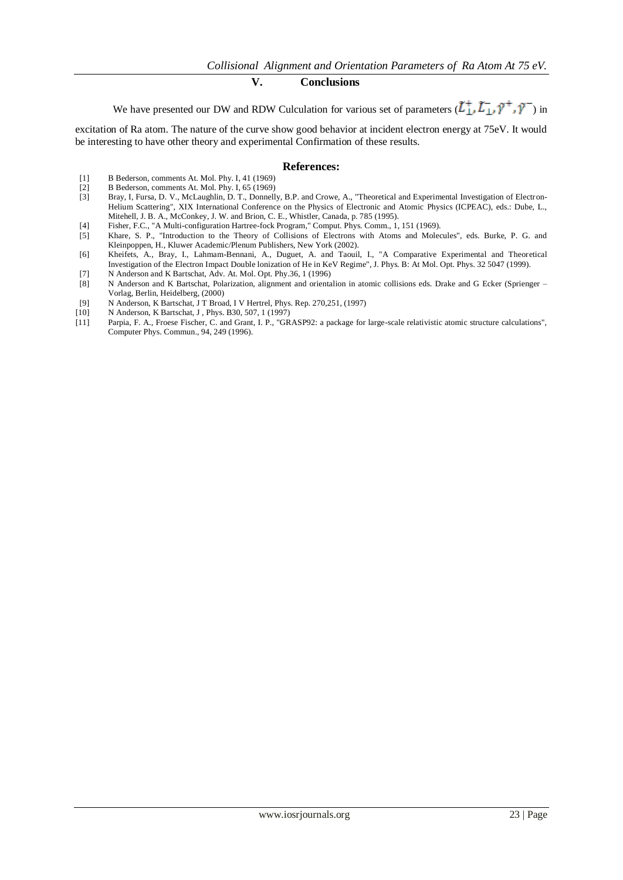## V. Conclusions

We have presented our DW and RDW Culculation for various set of parameters ($\tilde{L}_{\perp}^{+}, \tilde{L}_{\perp}^{-}, \tilde{\gamma}^{+}, \tilde{\gamma}^{-}$) in excitation of Ra atom. The nature of the curve show good behavior at incident electron energy at 75eV. It would be interesting to have other theory and experimental Confirmation of these results.

## References:

[1] B Bederson, comments At. Mol. Phy. I, 41 (1969)

[2] B Bederson, comments At. Mol. Phy. I, 65 (1969)

[3] Bray, I, Fursa, D. V., McLaughlin, D. T., Donnelly, B.P. and Crowe, A., "Theoretical and Experimental Investigation of Electron-Helium Scattering", XIX International Conference on the Physics of Electronic and Atomic Physics (ICPEAC), eds.: Dube, L., Mitehell, J. B. A., McConkey, J. W. and Brion, C. E., Whistler, Canada, p. 785 (1995).

[4] Fisher, F.C., "A Multi-configuration Hartree-fock Program," Comput. Phys. Comm., 1, 151 (1969).

[5] Khare, S. P., "Introduction to the Theory of Collisions of Electrons with Atoms and Molecules", eds. Burke, P. G. and Kleinpoppen, H., Kluwer Academic/Plenum Publishers, New York (2002).

[6] Kheifets, A., Bray, I., Lahmam-Bennani, A., Duguet, A. and Taouil, I., "A Comparative Experimental and Theoretical Investigation of the Electron Impact Double lonization of He in KeV Regime", J. Phys. B: At Mol. Opt. Phys. 32 5047 (1999).

[7] N Anderson and K Bartschat, Adv. At. Mol. Opt. Phy.36, 1 (1996)

[8] N Anderson and K Bartschat, Polarization, alignment and orientalion in atomic collisions eds. Drake and G Ecker (Sprienger – Vorlag, Berlin, Heidelberg, (2000)

[9] N Anderson, K Bartschat, J T Broad, I V Hertrel, Phys. Rep. 270,251, (1997)

[10] N Anderson, K Bartschat, J , Phys. B30, 507, 1 (1997)

[11] Parpia, F. A., Froese Fischer, C. and Grant, I. P., "GRASP92: a package for large-scale relativistic atomic structure calculations", Computer Phys. Commun., 94, 249 (1996).